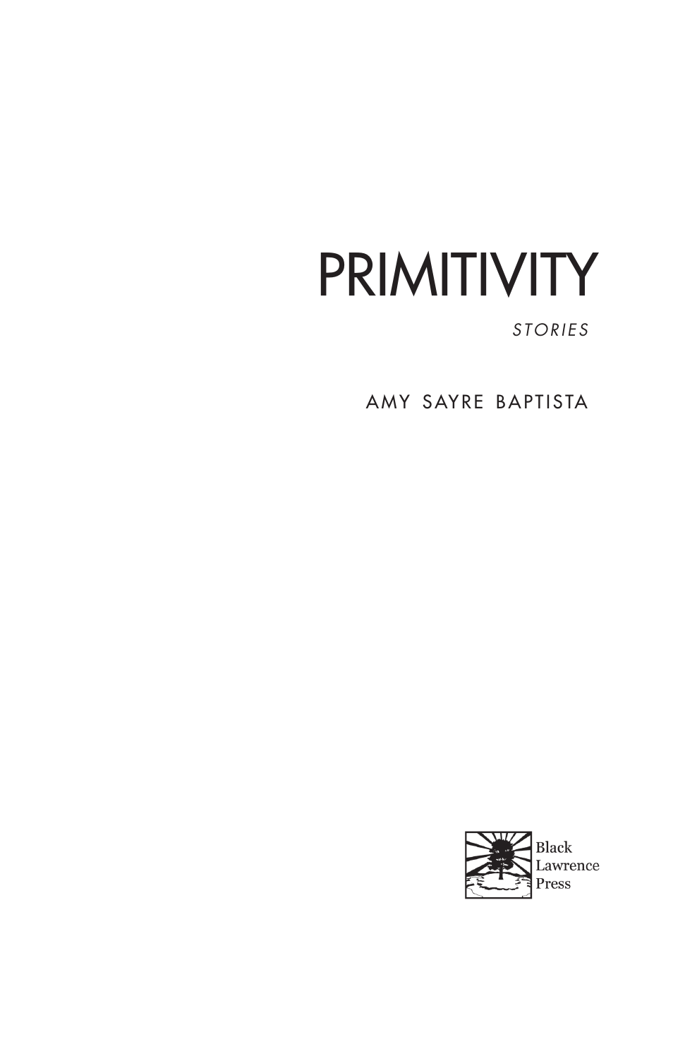# PRIMITIVITY

*STORIES*

AMY SAYRE BAPTISTA

Black Lawrence Press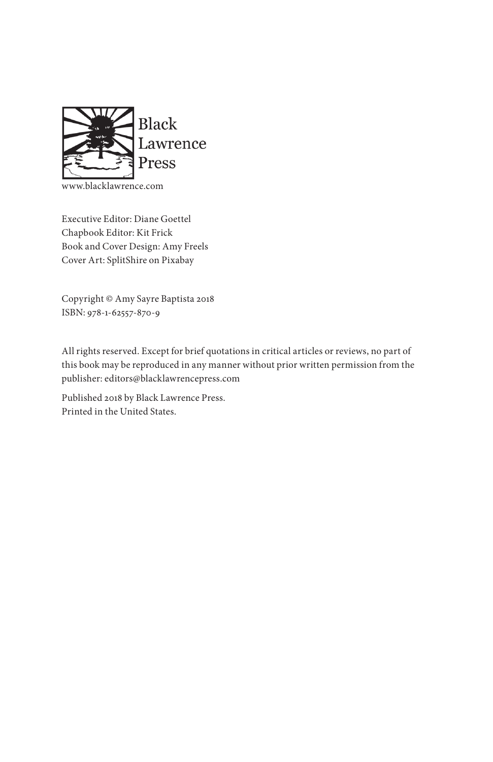Black
Lawrence
Press

www.blacklawrence.com

Executive Editor: Diane Goettel
Chapbook Editor: Kit Frick
Book and Cover Design: Amy Freels
Cover Art: SplitShire on Pixabay

Copyright © Amy Sayre Baptista 2018
ISBN: 978-1-62557-870-9

All rights reserved. Except for brief quotations in critical articles or reviews, no part of this book may be reproduced in any manner without prior written permission from the publisher: editors@blacklawrencepress.com

Published 2018 by Black Lawrence Press.
Printed in the United States.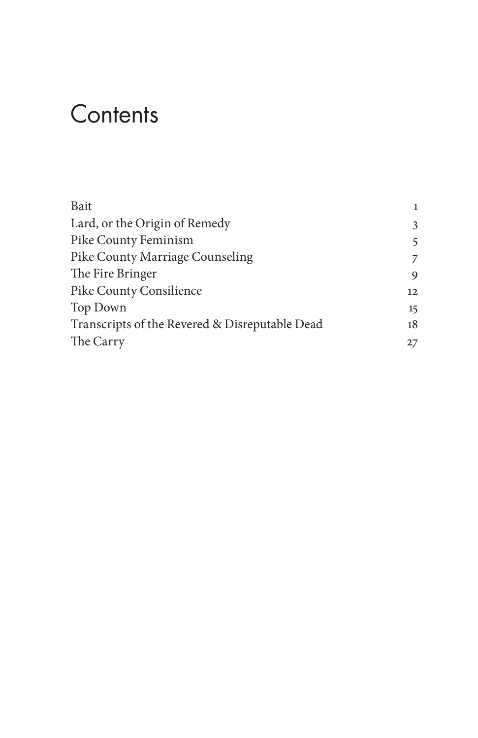# Contents

| | |
|---|---|
| Bait | 1 |
| Lard, or the Origin of Remedy | 3 |
| Pike County Feminism | 5 |
| Pike County Marriage Counseling | 7 |
| The Fire Bringer | 9 |
| Pike County Consilience | 12 |
| Top Down | 15 |
| Transcripts of the Revered & Disreputable Dead | 18 |
| The Carry | 27 |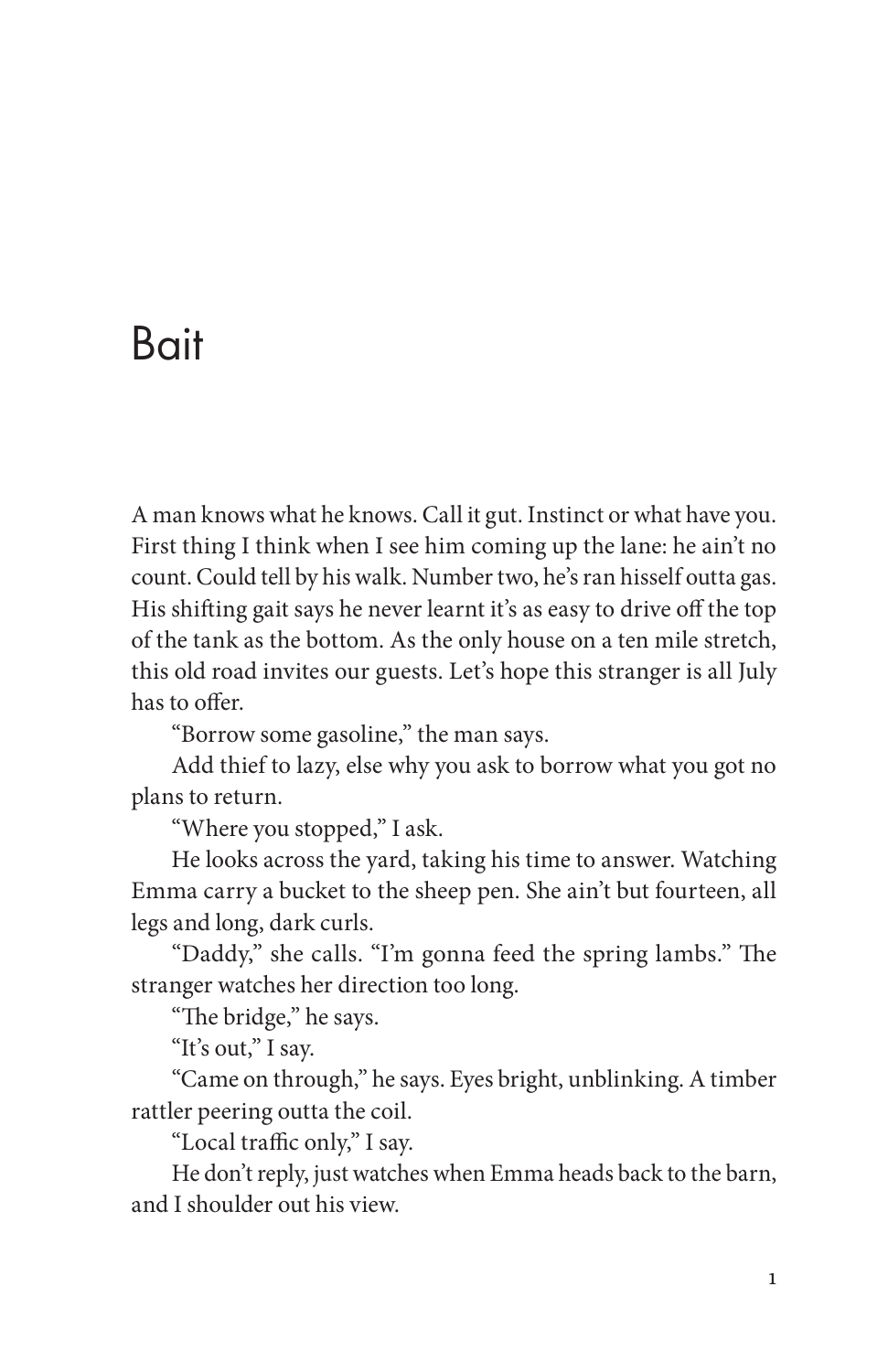# Bait

A man knows what he knows. Call it gut. Instinct or what have you. First thing I think when I see him coming up the lane: he ain't no count. Could tell by his walk. Number two, he's ran hisself outta gas. His shifting gait says he never learnt it's as easy to drive off the top of the tank as the bottom. As the only house on a ten mile stretch, this old road invites our guests. Let's hope this stranger is all July has to offer.

"Borrow some gasoline," the man says.

Add thief to lazy, else why you ask to borrow what you got no plans to return.

"Where you stopped," I ask.

He looks across the yard, taking his time to answer. Watching Emma carry a bucket to the sheep pen. She ain't but fourteen, all legs and long, dark curls.

"Daddy," she calls. "I'm gonna feed the spring lambs." The stranger watches her direction too long.

"The bridge," he says.

"It's out," I say.

"Came on through," he says. Eyes bright, unblinking. A timber rattler peering outta the coil.

"Local traffic only," I say.

He don't reply, just watches when Emma heads back to the barn, and I shoulder out his view.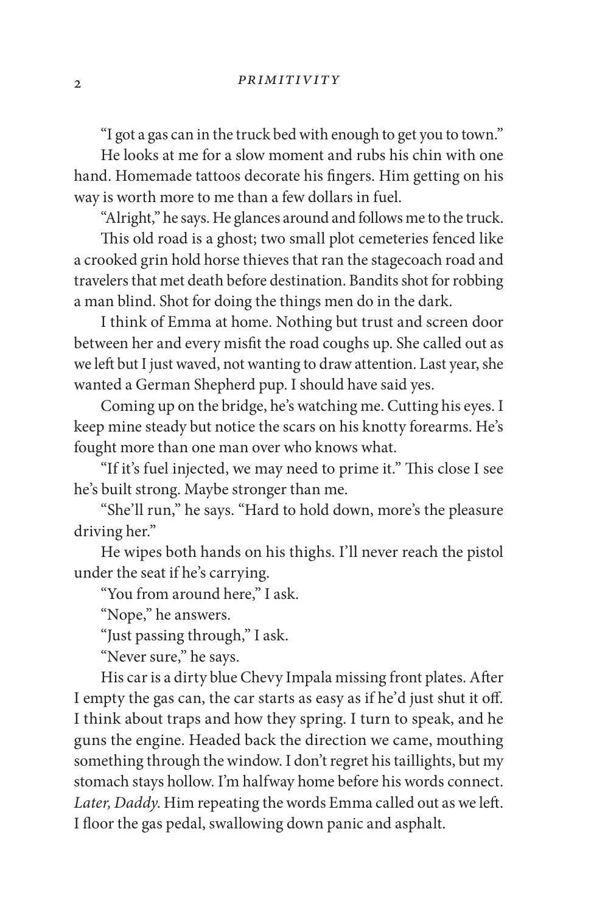"I got a gas can in the truck bed with enough to get you to town."

He looks at me for a slow moment and rubs his chin with one hand. Homemade tattoos decorate his fingers. Him getting on his way is worth more to me than a few dollars in fuel.

"Alright," he says. He glances around and follows me to the truck.

This old road is a ghost; two small plot cemeteries fenced like a crooked grin hold horse thieves that ran the stagecoach road and travelers that met death before destination. Bandits shot for robbing a man blind. Shot for doing the things men do in the dark.

I think of Emma at home. Nothing but trust and screen door between her and every misfit the road coughs up. She called out as we left but I just waved, not wanting to draw attention. Last year, she wanted a German Shepherd pup. I should have said yes.

Coming up on the bridge, he's watching me. Cutting his eyes. I keep mine steady but notice the scars on his knotty forearms. He's fought more than one man over who knows what.

"If it's fuel injected, we may need to prime it." This close I see he's built strong. Maybe stronger than me.

"She'll run," he says. "Hard to hold down, more's the pleasure driving her."

He wipes both hands on his thighs. I'll never reach the pistol under the seat if he's carrying.

"You from around here," I ask.

"Nope," he answers.

"Just passing through," I ask.

"Never sure," he says.

His car is a dirty blue Chevy Impala missing front plates. After I empty the gas can, the car starts as easy as if he'd just shut it off. I think about traps and how they spring. I turn to speak, and he guns the engine. Headed back the direction we came, mouthing something through the window. I don't regret his taillights, but my stomach stays hollow. I'm halfway home before his words connect. *Later, Daddy.* Him repeating the words Emma called out as we left. I floor the gas pedal, swallowing down panic and asphalt.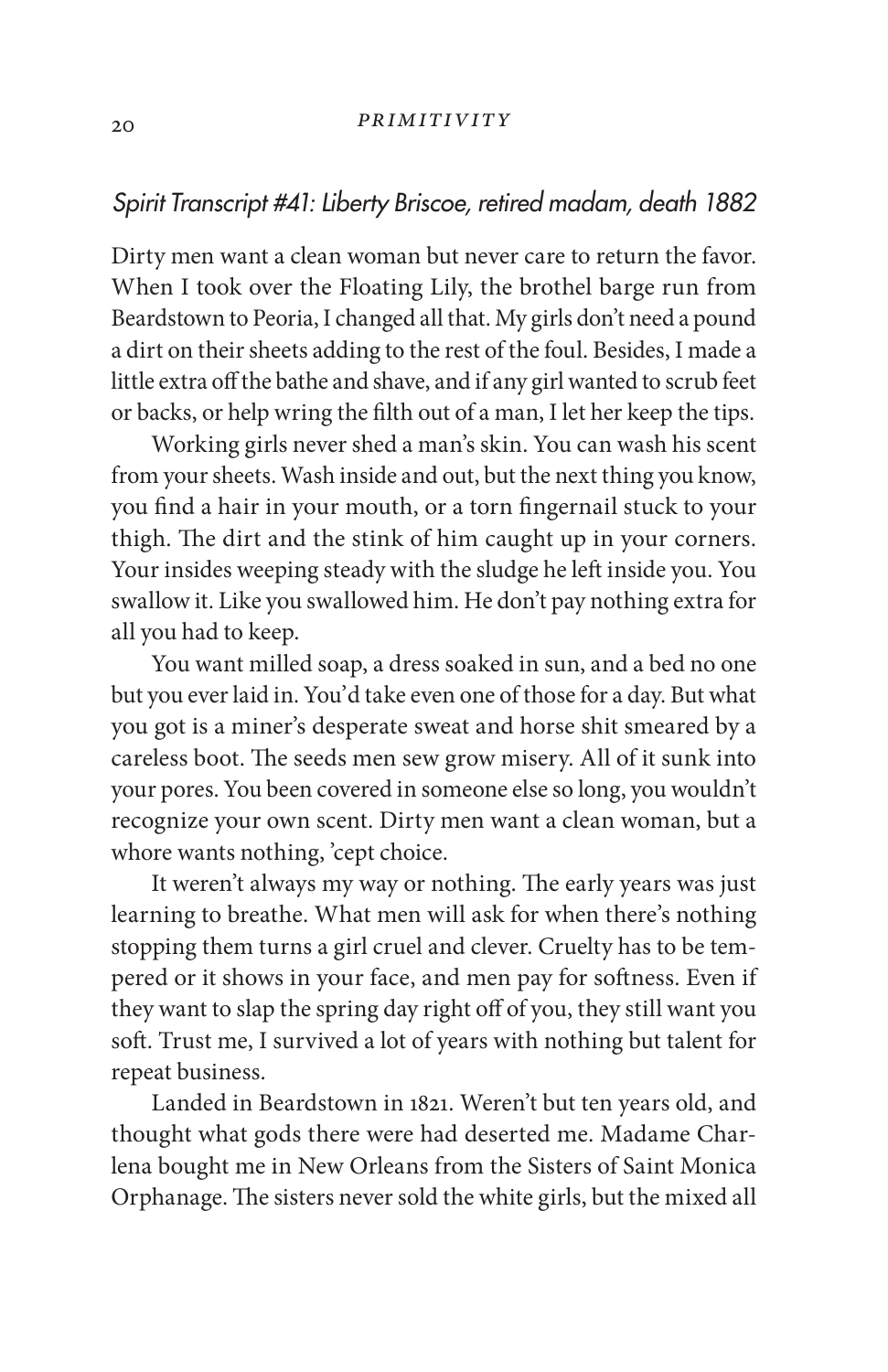## *Spirit Transcript #41: Liberty Briscoe, retired madam, death 1882*

Dirty men want a clean woman but never care to return the favor. When I took over the Floating Lily, the brothel barge run from Beardstown to Peoria, I changed all that. My girls don't need a pound a dirt on their sheets adding to the rest of the foul. Besides, I made a little extra off the bathe and shave, and if any girl wanted to scrub feet or backs, or help wring the filth out of a man, I let her keep the tips.

Working girls never shed a man's skin. You can wash his scent from your sheets. Wash inside and out, but the next thing you know, you find a hair in your mouth, or a torn fingernail stuck to your thigh. The dirt and the stink of him caught up in your corners. Your insides weeping steady with the sludge he left inside you. You swallow it. Like you swallowed him. He don't pay nothing extra for all you had to keep.

You want milled soap, a dress soaked in sun, and a bed no one but you ever laid in. You'd take even one of those for a day. But what you got is a miner's desperate sweat and horse shit smeared by a careless boot. The seeds men sew grow misery. All of it sunk into your pores. You been covered in someone else so long, you wouldn't recognize your own scent. Dirty men want a clean woman, but a whore wants nothing, 'cept choice.

It weren't always my way or nothing. The early years was just learning to breathe. What men will ask for when there's nothing stopping them turns a girl cruel and clever. Cruelty has to be tempered or it shows in your face, and men pay for softness. Even if they want to slap the spring day right off of you, they still want you soft. Trust me, I survived a lot of years with nothing but talent for repeat business.

Landed in Beardstown in 1821. Weren't but ten years old, and thought what gods there were had deserted me. Madame Charlena bought me in New Orleans from the Sisters of Saint Monica Orphanage. The sisters never sold the white girls, but the mixed all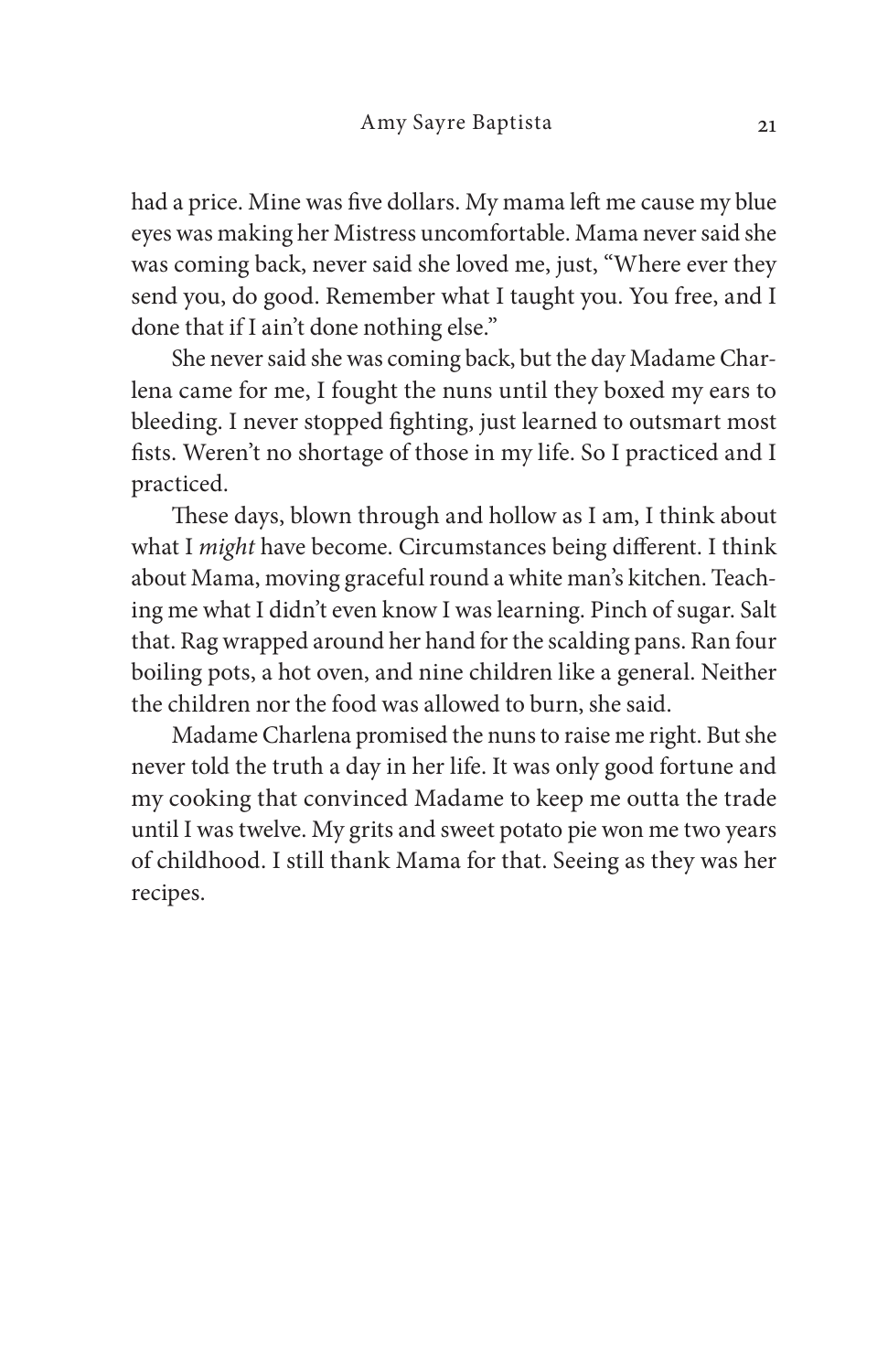had a price. Mine was five dollars. My mama left me cause my blue eyes was making her Mistress uncomfortable. Mama never said she was coming back, never said she loved me, just, "Where ever they send you, do good. Remember what I taught you. You free, and I done that if I ain't done nothing else."

She never said she was coming back, but the day Madame Charlena came for me, I fought the nuns until they boxed my ears to bleeding. I never stopped fighting, just learned to outsmart most fists. Weren't no shortage of those in my life. So I practiced and I practiced.

These days, blown through and hollow as I am, I think about what I *might* have become. Circumstances being different. I think about Mama, moving graceful round a white man's kitchen. Teaching me what I didn't even know I was learning. Pinch of sugar. Salt that. Rag wrapped around her hand for the scalding pans. Ran four boiling pots, a hot oven, and nine children like a general. Neither the children nor the food was allowed to burn, she said.

Madame Charlena promised the nuns to raise me right. But she never told the truth a day in her life. It was only good fortune and my cooking that convinced Madame to keep me outta the trade until I was twelve. My grits and sweet potato pie won me two years of childhood. I still thank Mama for that. Seeing as they was her recipes.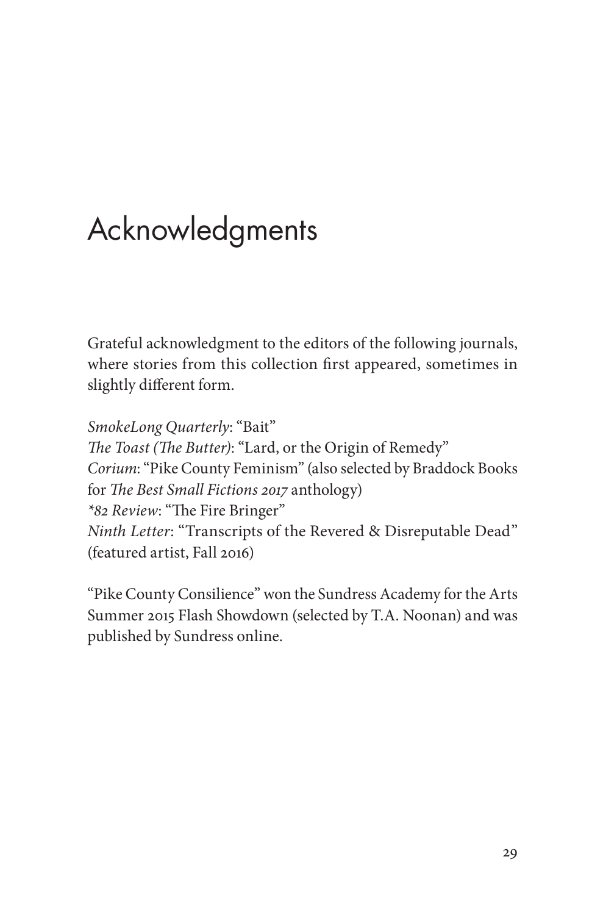# Acknowledgments

Grateful acknowledgment to the editors of the following journals, where stories from this collection first appeared, sometimes in slightly different form.

*SmokeLong Quarterly*: "Bait"
*The Toast (The Butter)*: "Lard, or the Origin of Remedy"
*Corium*: "Pike County Feminism" (also selected by Braddock Books for *The Best Small Fictions 2017* anthology)
*\*82 Review*: "The Fire Bringer"
*Ninth Letter*: "Transcripts of the Revered & Disreputable Dead" (featured artist, Fall 2016)

"Pike County Consilience" won the Sundress Academy for the Arts Summer 2015 Flash Showdown (selected by T.A. Noonan) and was published by Sundress online.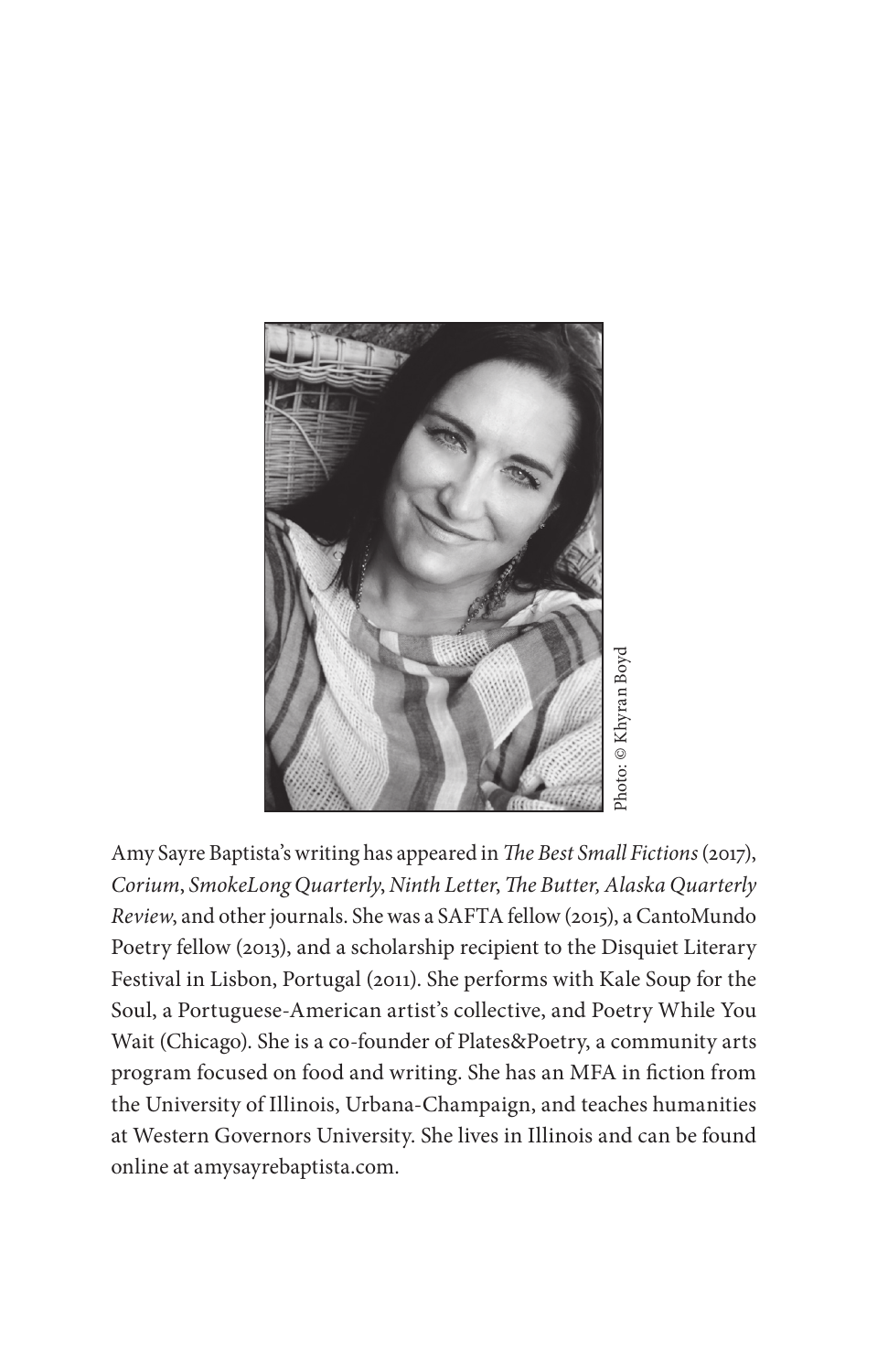Photo: © Khyran Boyd

Amy Sayre Baptista's writing has appeared in *The Best Small Fictions* (2017), *Corium*, *SmokeLong Quarterly*, *Ninth Letter*, *The Butter, Alaska Quarterly Review*, and other journals. She was a SAFTA fellow (2015), a CantoMundo Poetry fellow (2013), and a scholarship recipient to the Disquiet Literary Festival in Lisbon, Portugal (2011). She performs with Kale Soup for the Soul, a Portuguese-American artist's collective, and Poetry While You Wait (Chicago). She is a co-founder of Plates&Poetry, a community arts program focused on food and writing. She has an MFA in fiction from the University of Illinois, Urbana-Champaign, and teaches humanities at Western Governors University. She lives in Illinois and can be found online at amysayrebaptista.com.